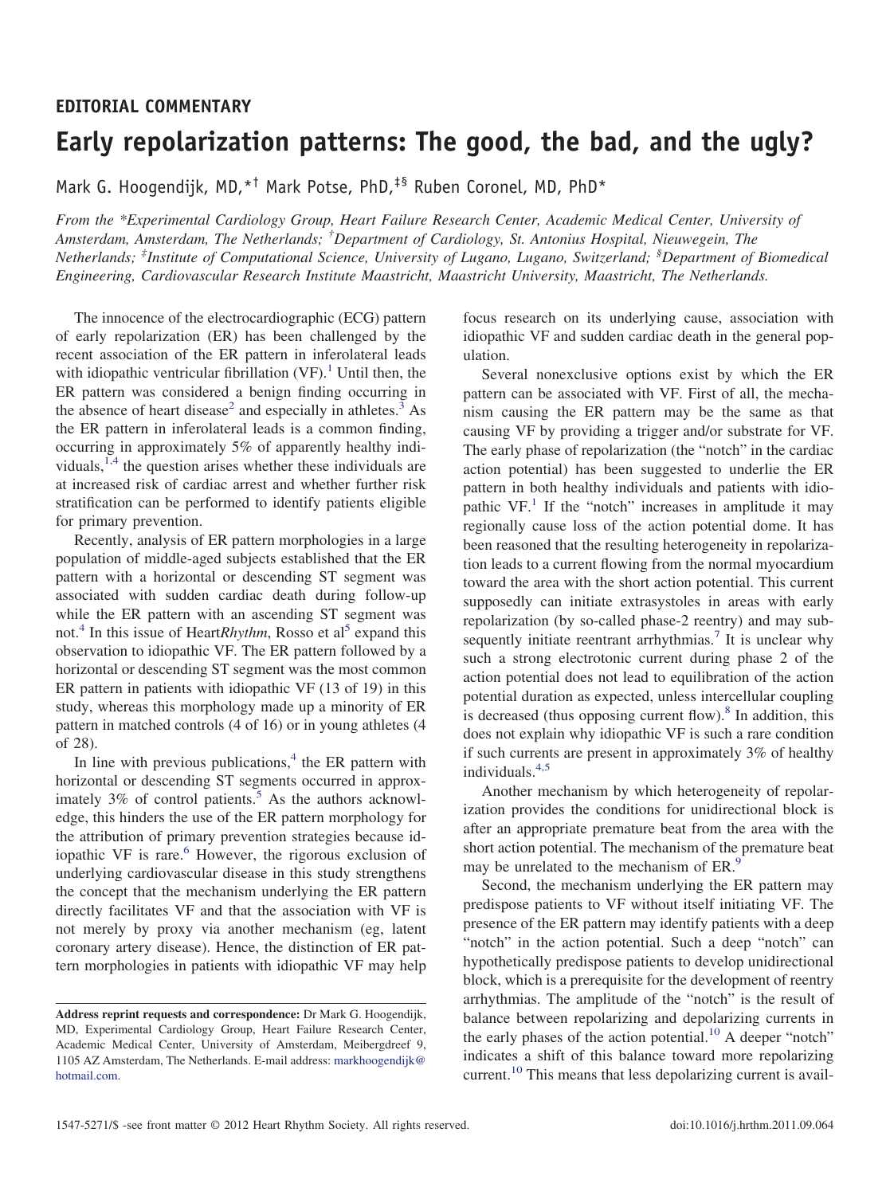**EDITORIAL COMMENTARY**

# Early repolarization patterns: The good, the bad, and the ugly?

Mark G. Hoogendijk, MD,[*†] Mark Potse, PhD,[‡§] Ruben Coronel, MD, PhD[*]

*From the \*Experimental Cardiology Group, Heart Failure Research Center, Academic Medical Center, University of Amsterdam, Amsterdam, The Netherlands; †Department of Cardiology, St. Antonius Hospital, Nieuwegein, The Netherlands; ‡Institute of Computational Science, University of Lugano, Lugano, Switzerland; §Department of Biomedical Engineering, Cardiovascular Research Institute Maastricht, Maastricht University, Maastricht, The Netherlands.*

The innocence of the electrocardiographic (ECG) pattern of early repolarization (ER) has been challenged by the recent association of the ER pattern in inferolateral leads with idiopathic ventricular fibrillation (VF).[1] Until then, the ER pattern was considered a benign finding occurring in the absence of heart disease[2] and especially in athletes.[3] As the ER pattern in inferolateral leads is a common finding, occurring in approximately 5% of apparently healthy individuals,[1,4] the question arises whether these individuals are at increased risk of cardiac arrest and whether further risk stratification can be performed to identify patients eligible for primary prevention.

Recently, analysis of ER pattern morphologies in a large population of middle-aged subjects established that the ER pattern with a horizontal or descending ST segment was associated with sudden cardiac death during follow-up while the ER pattern with an ascending ST segment was not.[4] In this issue of Heart*Rhythm*, Rosso et al[5] expand this observation to idiopathic VF. The ER pattern followed by a horizontal or descending ST segment was the most common ER pattern in patients with idiopathic VF (13 of 19) in this study, whereas this morphology made up a minority of ER pattern in matched controls (4 of 16) or in young athletes (4 of 28).

In line with previous publications,[4] the ER pattern with horizontal or descending ST segments occurred in approximately 3% of control patients.[5] As the authors acknowledge, this hinders the use of the ER pattern morphology for the attribution of primary prevention strategies because idiopathic VF is rare.[6] However, the rigorous exclusion of underlying cardiovascular disease in this study strengthens the concept that the mechanism underlying the ER pattern directly facilitates VF and that the association with VF is not merely by proxy via another mechanism (eg, latent coronary artery disease). Hence, the distinction of ER pattern morphologies in patients with idiopathic VF may help focus research on its underlying cause, association with idiopathic VF and sudden cardiac death in the general population.

Several nonexclusive options exist by which the ER pattern can be associated with VF. First of all, the mechanism causing the ER pattern may be the same as that causing VF by providing a trigger and/or substrate for VF. The early phase of repolarization (the "notch" in the cardiac action potential) has been suggested to underlie the ER pattern in both healthy individuals and patients with idiopathic VF.[1] If the "notch" increases in amplitude it may regionally cause loss of the action potential dome. It has been reasoned that the resulting heterogeneity in repolarization leads to a current flowing from the normal myocardium toward the area with the short action potential. This current supposedly can initiate extrasystoles in areas with early repolarization (by so-called phase-2 reentry) and may subsequently initiate reentrant arrhythmias.[7] It is unclear why such a strong electrotonic current during phase 2 of the action potential does not lead to equilibration of the action potential duration as expected, unless intercellular coupling is decreased (thus opposing current flow).[8] In addition, this does not explain why idiopathic VF is such a rare condition if such currents are present in approximately 3% of healthy individuals.[4,5]

Another mechanism by which heterogeneity of repolarization provides the conditions for unidirectional block is after an appropriate premature beat from the area with the short action potential. The mechanism of the premature beat may be unrelated to the mechanism of ER.[9]

Second, the mechanism underlying the ER pattern may predispose patients to VF without itself initiating VF. The presence of the ER pattern may identify patients with a deep "notch" in the action potential. Such a deep "notch" can hypothetically predispose patients to develop unidirectional block, which is a prerequisite for the development of reentry arrhythmias. The amplitude of the "notch" is the result of balance between repolarizing and depolarizing currents in the early phases of the action potential.[10] A deeper "notch" indicates a shift of this balance toward more repolarizing current.[10] This means that less depolarizing current is avail-

**Address reprint requests and correspondence:** Dr Mark G. Hoogendijk, MD, Experimental Cardiology Group, Heart Failure Research Center, Academic Medical Center, University of Amsterdam, Meibergdreef 9, 1105 AZ Amsterdam, The Netherlands. E-mail address: markhoogendijk@hotmail.com.

1547-5271/$ -see front matter © 2012 Heart Rhythm Society. All rights reserved. doi:10.1016/j.hrthm.2011.09.064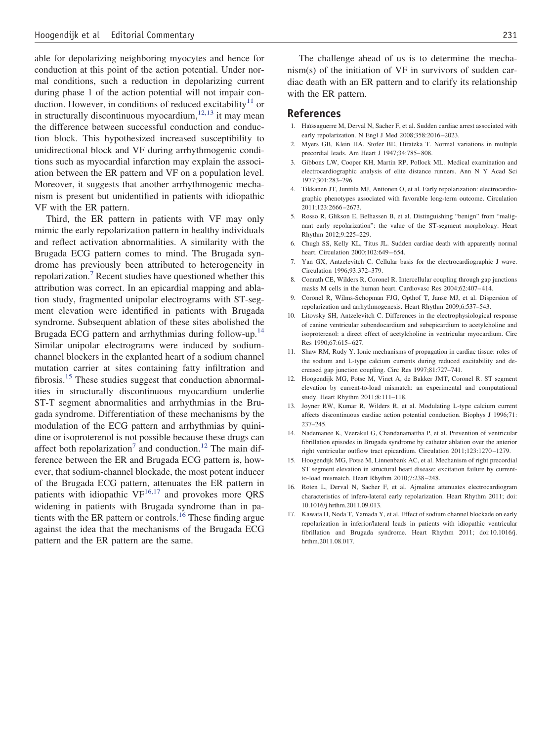able for depolarizing neighboring myocytes and hence for conduction at this point of the action potential. Under normal conditions, such a reduction in depolarizing current during phase 1 of the action potential will not impair conduction. However, in conditions of reduced excitability[11] or in structurally discontinuous myocardium,[12,13] it may mean the difference between successful conduction and conduction block. This hypothesized increased susceptibility to unidirectional block and VF during arrhythmogenic conditions such as myocardial infarction may explain the association between the ER pattern and VF on a population level. Moreover, it suggests that another arrhythmogenic mechanism is present but unidentified in patients with idiopathic VF with the ER pattern.

Third, the ER pattern in patients with VF may only mimic the early repolarization pattern in healthy individuals and reflect activation abnormalities. A similarity with the Brugada ECG pattern comes to mind. The Brugada syndrome has previously been attributed to heterogeneity in repolarization.[7] Recent studies have questioned whether this attribution was correct. In an epicardial mapping and ablation study, fragmented unipolar electrograms with ST-segment elevation were identified in patients with Brugada syndrome. Subsequent ablation of these sites abolished the Brugada ECG pattern and arrhythmias during follow-up.[14] Similar unipolar electrograms were induced by sodium-channel blockers in the explanted heart of a sodium channel mutation carrier at sites containing fatty infiltration and fibrosis.[15] These studies suggest that conduction abnormalities in structurally discontinuous myocardium underlie ST-T segment abnormalities and arrhythmias in the Brugada syndrome. Differentiation of these mechanisms by the modulation of the ECG pattern and arrhythmias by quinidine or isoproterenol is not possible because these drugs can affect both repolarization[7] and conduction.[12] The main difference between the ER and Brugada ECG pattern is, however, that sodium-channel blockade, the most potent inducer of the Brugada ECG pattern, attenuates the ER pattern in patients with idiopathic VF[16,17] and provokes more QRS widening in patients with Brugada syndrome than in patients with the ER pattern or controls.[16] These finding argue against the idea that the mechanisms of the Brugada ECG pattern and the ER pattern are the same.

The challenge ahead of us is to determine the mechanism(s) of the initiation of VF in survivors of sudden cardiac death with an ER pattern and to clarify its relationship with the ER pattern.

## References

1. Haïssaguerre M, Derval N, Sacher F, et al. Sudden cardiac arrest associated with early repolarization. N Engl J Med 2008;358:2016–2023.
2. Myers GB, Klein HA, Stofer BE, Hiratzka T. Normal variations in multiple precordial leads. Am Heart J 1947;34:785–808.
3. Gibbons LW, Cooker KH, Martin RP, Pollock ML. Medical examination and electrocardiographic analysis of elite distance runners. Ann N Y Acad Sci 1977;301:283–296.
4. Tikkanen JT, Junttila MJ, Anttonen O, et al. Early repolarization: electrocardiographic phenotypes associated with favorable long-term outcome. Circulation 2011;123:2666–2673.
5. Rosso R, Glikson E, Belhassen B, et al. Distinguishing "benign" from "malignant early repolarization": the value of the ST-segment morphology. Heart Rhythm 2012;9:225–229.
6. Chugh SS, Kelly KL, Titus JL. Sudden cardiac death with apparently normal heart. Circulation 2000;102:649–654.
7. Yan GX, Antzelevitch C. Cellular basis for the electrocardiographic J wave. Circulation 1996;93:372–379.
8. Conrath CE, Wilders R, Coronel R. Intercellular coupling through gap junctions masks M cells in the human heart. Cardiovasc Res 2004;62:407–414.
9. Coronel R, Wilms-Schopman FJG, Opthof T, Janse MJ, et al. Dispersion of repolarization and arrhythmogenesis. Heart Rhythm 2009;6:537–543.
10. Litovsky SH, Antzelevitch C. Differences in the electrophysiological response of canine ventricular subendocardium and subepicardium to acetylcholine and isoproterenol: a direct effect of acetylcholine in ventricular myocardium. Circ Res 1990;67:615–627.
11. Shaw RM, Rudy Y. Ionic mechanisms of propagation in cardiac tissue: roles of the sodium and L-type calcium currents during reduced excitability and decreased gap junction coupling. Circ Res 1997;81:727–741.
12. Hoogendijk MG, Potse M, Vinet A, de Bakker JMT, Coronel R. ST segment elevation by current-to-load mismatch: an experimental and computational study. Heart Rhythm 2011;8:111–118.
13. Joyner RW, Kumar R, Wilders R, et al. Modulating L-type calcium current affects discontinuous cardiac action potential conduction. Biophys J 1996;71:237–245.
14. Nademanee K, Veerakul G, Chandanamattha P, et al. Prevention of ventricular fibrillation episodes in Brugada syndrome by catheter ablation over the anterior right ventricular outflow tract epicardium. Circulation 2011;123:1270–1279.
15. Hoogendijk MG, Potse M, Linnenbank AC, et al. Mechanism of right precordial ST segment elevation in structural heart disease: excitation failure by current-to-load mismatch. Heart Rhythm 2010;7:238–248.
16. Roten L, Derval N, Sacher F, et al. Ajmaline attenuates electrocardiogram characteristics of infero-lateral early repolarization. Heart Rhythm 2011; doi: 10.1016/j.hrthm.2011.09.013.
17. Kawata H, Noda T, Yamada Y, et al. Effect of sodium channel blockade on early repolarization in inferior/lateral leads in patients with idiopathic ventricular fibrillation and Brugada syndrome. Heart Rhythm 2011; doi:10.1016/j.hrthm.2011.08.017.